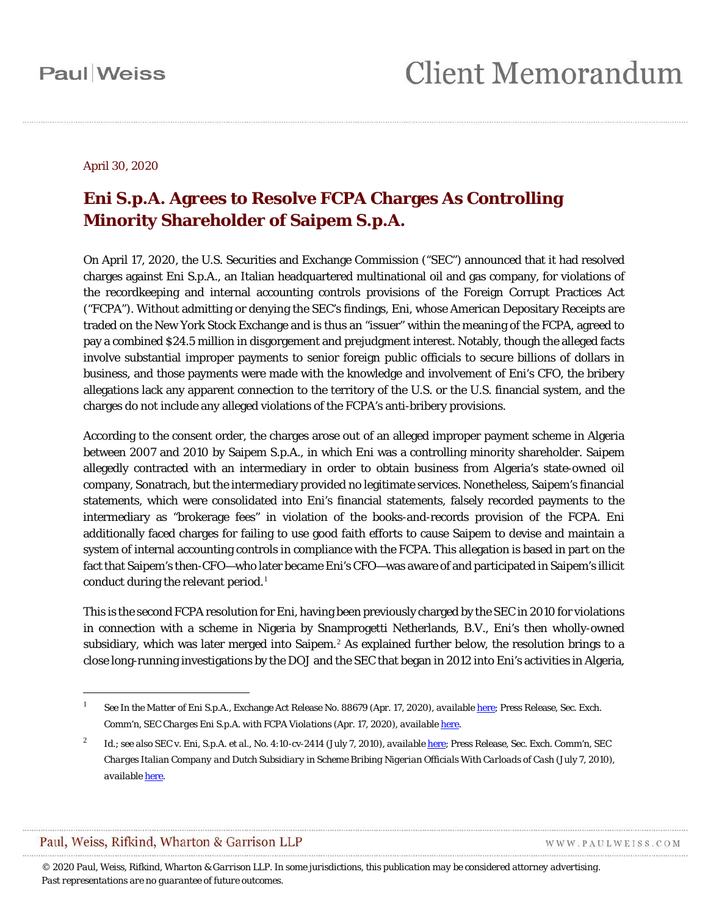# Client Memorandum

April 30, 2020

## Eni S.p.A. Agrees to Resolve FCPA Charges As Controlling Minority Shareholder of Saipem S.p.A.

On April 17, 2020, the U.S. Securities and Exchange Commission ("SEC") announced that it had resolved charges against Eni S.p.A., an Italian headquartered multinational oil and gas company, for violations of the recordkeeping and internal accounting controls provisions of the Foreign Corrupt Practices Act ("FCPA"). Without admitting or denying the SEC's findings, Eni, whose American Depositary Receipts are traded on the New York Stock Exchange and is thus an "issuer" within the meaning of the FCPA, agreed to pay a combined $24.5 million in disgorgement and prejudgment interest. Notably, though the alleged facts involve substantial improper payments to senior foreign public officials to secure billions of dollars in business, and those payments were made with the knowledge and involvement of Eni's CFO, the bribery allegations lack any apparent connection to the territory of the U.S. or the U.S. financial system, and the charges do not include any alleged violations of the FCPA's anti-bribery provisions.

According to the consent order, the charges arose out of an alleged improper payment scheme in Algeria between 2007 and 2010 by Saipem S.p.A., in which Eni was a controlling minority shareholder. Saipem allegedly contracted with an intermediary in order to obtain business from Algeria's state-owned oil company, Sonatrach, but the intermediary provided no legitimate services. Nonetheless, Saipem's financial statements, which were consolidated into Eni's financial statements, falsely recorded payments to the intermediary as "brokerage fees" in violation of the books-and-records provision of the FCPA. Eni additionally faced charges for failing to use good faith efforts to cause Saipem to devise and maintain a system of internal accounting controls in compliance with the FCPA. This allegation is based in part on the fact that Saipem's then-CFO—who later became Eni's CFO—was aware of and participated in Saipem's illicit conduct during the relevant period.[1]

This is the second FCPA resolution for Eni, having been previously charged by the SEC in 2010 for violations in connection with a scheme in Nigeria by Snamprogetti Netherlands, B.V., Eni's then wholly-owned subsidiary, which was later merged into Saipem.[2] As explained further below, the resolution brings to a close long-running investigations by the DOJ and the SEC that began in 2012 into Eni's activities in Algeria,

---

[1] *See In the Matter of Eni S.p.A.*, Exchange Act Release No. 88679 (Apr. 17, 2020), available here; Press Release, Sec. Exch. Comm'n, *SEC Charges Eni S.p.A. with FCPA Violations* (Apr. 17, 2020), available here.

[2] *Id.*; *see also SEC v. Eni, S.p.A. et al.*, No. 4:10-cv-2414 (July 7, 2010), available here; Press Release, Sec. Exch. Comm'n, *SEC Charges Italian Company and Dutch Subsidiary in Scheme Bribing Nigerian Officials With Carloads of Cash* (July 7, 2010), available here.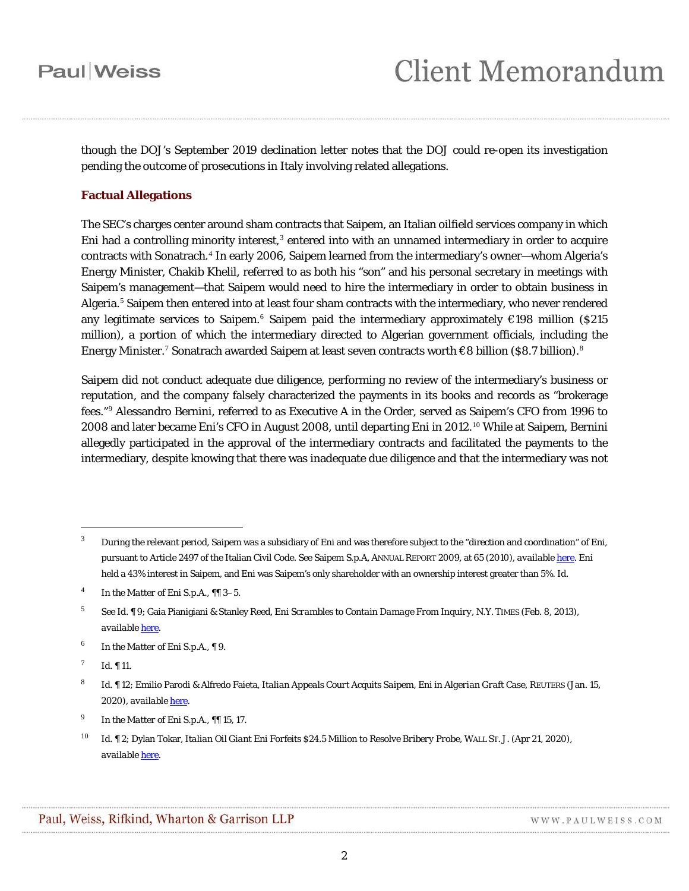though the DOJ's September 2019 declination letter notes that the DOJ could re-open its investigation pending the outcome of prosecutions in Italy involving related allegations.

**Factual Allegations**

The SEC's charges center around sham contracts that Saipem, an Italian oilfield services company in which Eni had a controlling minority interest,[3] entered into with an unnamed intermediary in order to acquire contracts with Sonatrach.[4] In early 2006, Saipem learned from the intermediary's owner—whom Algeria's Energy Minister, Chakib Khelil, referred to as both his "son" and his personal secretary in meetings with Saipem's management—that Saipem would need to hire the intermediary in order to obtain business in Algeria.[5] Saipem then entered into at least four sham contracts with the intermediary, who never rendered any legitimate services to Saipem.[6] Saipem paid the intermediary approximately €198 million ($215 million), a portion of which the intermediary directed to Algerian government officials, including the Energy Minister.[7] Sonatrach awarded Saipem at least seven contracts worth €8 billion ($8.7 billion).[8]

Saipem did not conduct adequate due diligence, performing no review of the intermediary's business or reputation, and the company falsely characterized the payments in its books and records as "brokerage fees."[9] Alessandro Bernini, referred to as Executive A in the Order, served as Saipem's CFO from 1996 to 2008 and later became Eni's CFO in August 2008, until departing Eni in 2012.[10] While at Saipem, Bernini allegedly participated in the approval of the intermediary contracts and facilitated the payments to the intermediary, despite knowing that there was inadequate due diligence and that the intermediary was not

---

[3] During the relevant period, Saipem was a subsidiary of Eni and was therefore subject to the "direction and coordination" of Eni, pursuant to Article 2497 of the Italian Civil Code. *See* Saipem S.p.A, ANNUAL REPORT 2009, at 65 (2010), *available* here. Eni held a 43% interest in Saipem, and Eni was Saipem's only shareholder with an ownership interest greater than 5%. *Id.*

[4] *In the Matter of Eni S.p.A.*, ¶¶ 3–5.

[5] *See Id.* ¶ 9; Gaia Pianigiani & Stanley Reed, *Eni Scrambles to Contain Damage From Inquiry*, N.Y. TIMES (Feb. 8, 2013), *available* here.

[6] *In the Matter of Eni S.p.A.*, ¶ 9.

[7] *Id.* ¶ 11.

[8] *Id.* ¶ 12; Emilio Parodi & Alfredo Faieta, *Italian Appeals Court Acquits Saipem, Eni in Algerian Graft Case*, REUTERS (Jan. 15, 2020), *available* here.

[9] *In the Matter of Eni S.p.A.*, ¶¶ 15, 17.

[10] *Id.* ¶ 2; Dylan Tokar, *Italian Oil Giant Eni Forfeits $24.5 Million to Resolve Bribery Probe*, WALL ST. J. (Apr 21, 2020), *available* here.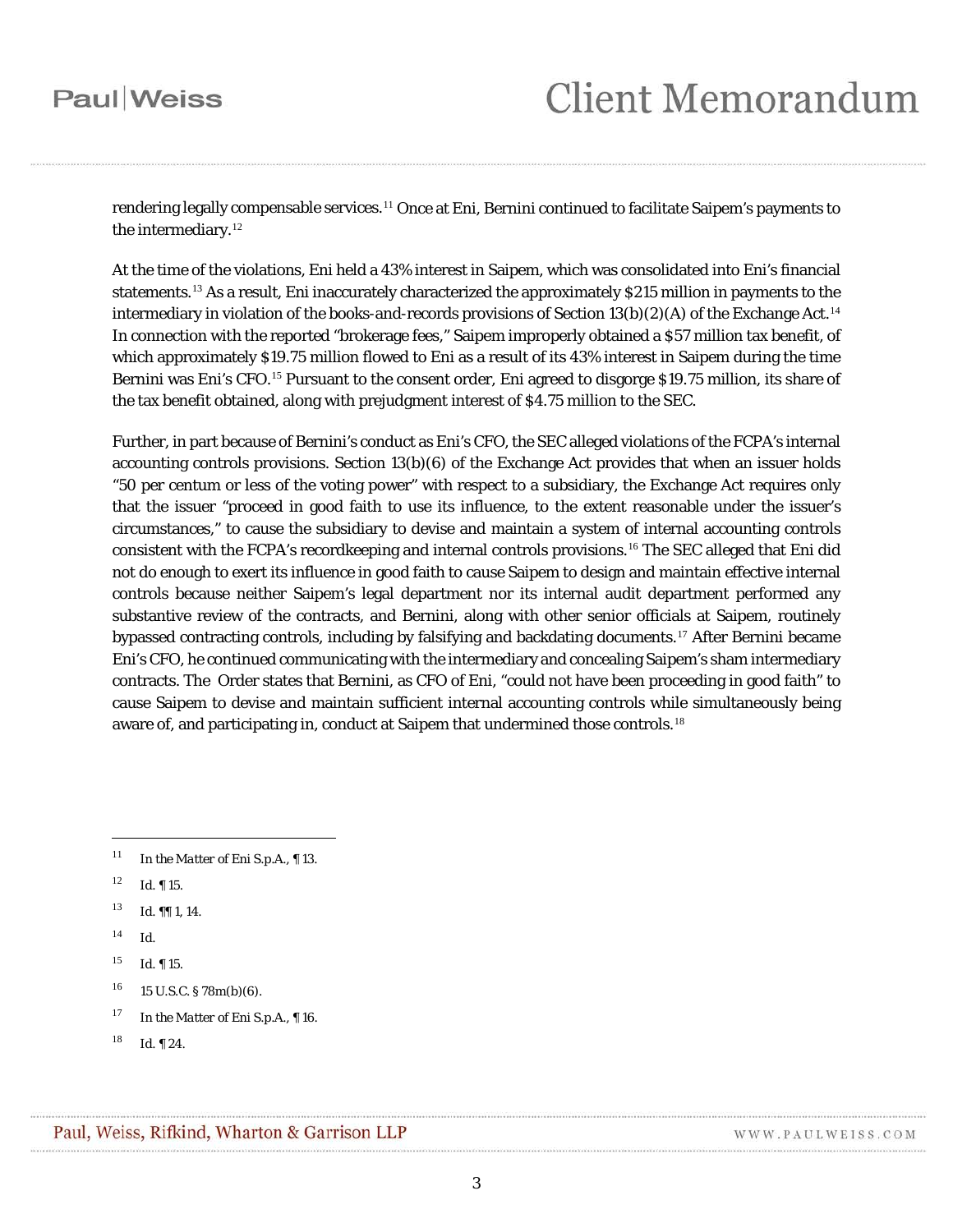rendering legally compensable services.[11] Once at Eni, Bernini continued to facilitate Saipem's payments to the intermediary.[12]

At the time of the violations, Eni held a 43% interest in Saipem, which was consolidated into Eni's financial statements.[13] As a result, Eni inaccurately characterized the approximately $215 million in payments to the intermediary in violation of the books-and-records provisions of Section 13(b)(2)(A) of the Exchange Act.[14] In connection with the reported "brokerage fees," Saipem improperly obtained a $57 million tax benefit, of which approximately $19.75 million flowed to Eni as a result of its 43% interest in Saipem during the time Bernini was Eni's CFO.[15] Pursuant to the consent order, Eni agreed to disgorge $19.75 million, its share of the tax benefit obtained, along with prejudgment interest of $4.75 million to the SEC.

Further, in part because of Bernini's conduct as Eni's CFO, the SEC alleged violations of the FCPA's internal accounting controls provisions. Section 13(b)(6) of the Exchange Act provides that when an issuer holds "50 per centum or less of the voting power" with respect to a subsidiary, the Exchange Act requires only that the issuer "proceed in good faith to use its influence, to the extent reasonable under the issuer's circumstances," to cause the subsidiary to devise and maintain a system of internal accounting controls consistent with the FCPA's recordkeeping and internal controls provisions.[16] The SEC alleged that Eni did not do enough to exert its influence in good faith to cause Saipem to design and maintain effective internal controls because neither Saipem's legal department nor its internal audit department performed any substantive review of the contracts, and Bernini, along with other senior officials at Saipem, routinely bypassed contracting controls, including by falsifying and backdating documents.[17] After Bernini became Eni's CFO, he continued communicating with the intermediary and concealing Saipem's sham intermediary contracts. The Order states that Bernini, as CFO of Eni, "could not have been proceeding in good faith" to cause Saipem to devise and maintain sufficient internal accounting controls while simultaneously being aware of, and participating in, conduct at Saipem that undermined those controls.[18]

---

[11] *In the Matter of Eni S.p.A.*, ¶ 13.

[12] *Id.* ¶ 15.

[13] *Id.* ¶¶ 1, 14.

[14] *Id.*

[15] *Id.* ¶ 15.

[16] 15 U.S.C. § 78m(b)(6).

[17] *In the Matter of Eni S.p.A.*, ¶ 16.

[18] *Id.* ¶ 24.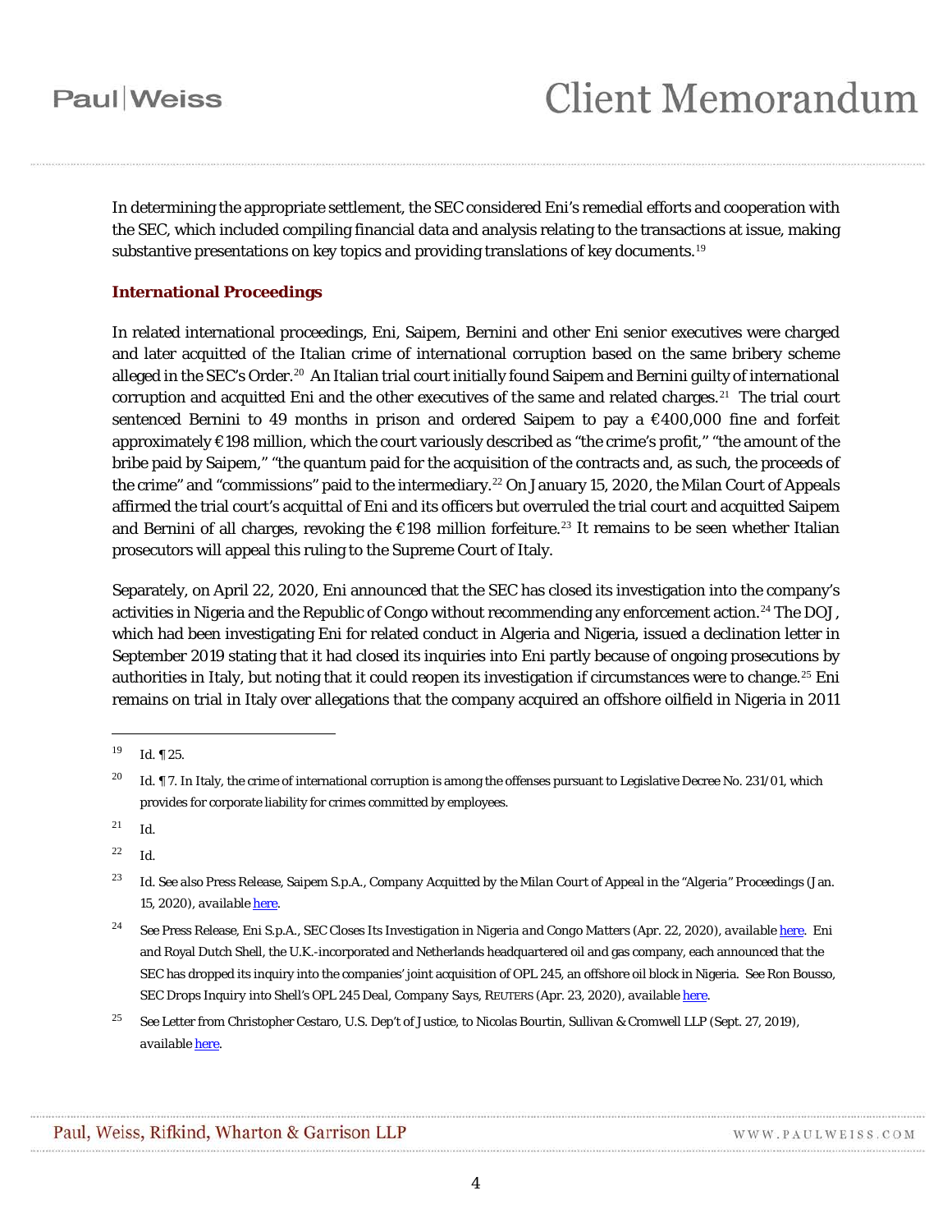In determining the appropriate settlement, the SEC considered Eni's remedial efforts and cooperation with the SEC, which included compiling financial data and analysis relating to the transactions at issue, making substantive presentations on key topics and providing translations of key documents.[19]

### International Proceedings

In related international proceedings, Eni, Saipem, Bernini and other Eni senior executives were charged and later acquitted of the Italian crime of international corruption based on the same bribery scheme alleged in the SEC's Order.[20] An Italian trial court initially found Saipem and Bernini guilty of international corruption and acquitted Eni and the other executives of the same and related charges.[21] The trial court sentenced Bernini to 49 months in prison and ordered Saipem to pay a €400,000 fine and forfeit approximately €198 million, which the court variously described as "the crime's profit," "the amount of the bribe paid by Saipem," "the quantum paid for the acquisition of the contracts and, as such, the proceeds of the crime" and "commissions" paid to the intermediary.[22] On January 15, 2020, the Milan Court of Appeals affirmed the trial court's acquittal of Eni and its officers but overruled the trial court and acquitted Saipem and Bernini of all charges, revoking the €198 million forfeiture.[23] It remains to be seen whether Italian prosecutors will appeal this ruling to the Supreme Court of Italy.

Separately, on April 22, 2020, Eni announced that the SEC has closed its investigation into the company's activities in Nigeria and the Republic of Congo without recommending any enforcement action.[24] The DOJ, which had been investigating Eni for related conduct in Algeria and Nigeria, issued a declination letter in September 2019 stating that it had closed its inquiries into Eni partly because of ongoing prosecutions by authorities in Italy, but noting that it could reopen its investigation if circumstances were to change.[25] Eni remains on trial in Italy over allegations that the company acquired an offshore oilfield in Nigeria in 2011

---

[19] Id. ¶ 25.

[20] Id. ¶ 7. In Italy, the crime of international corruption is among the offenses pursuant to Legislative Decree No. 231/01, which provides for corporate liability for crimes committed by employees.

[21] Id.

[22] Id.

[23] Id. *See also* Press Release, Saipem S.p.A., *Company Acquitted by the Milan Court of Appeal in the "Algeria" Proceedings* (Jan. 15, 2020), available here.

[24] *See* Press Release, Eni S.p.A., *SEC Closes Its Investigation in Nigeria and Congo Matters* (Apr. 22, 2020), available here. Eni and Royal Dutch Shell, the U.K.-incorporated and Netherlands headquartered oil and gas company, each announced that the SEC has dropped its inquiry into the companies' joint acquisition of OPL 245, an offshore oil block in Nigeria. *See* Ron Bousso, *SEC Drops Inquiry into Shell's OPL 245 Deal, Company Says*, REUTERS (Apr. 23, 2020), available here.

[25] *See* Letter from Christopher Cestaro, U.S. Dep't of Justice, to Nicolas Bourtin, Sullivan & Cromwell LLP (Sept. 27, 2019), available here.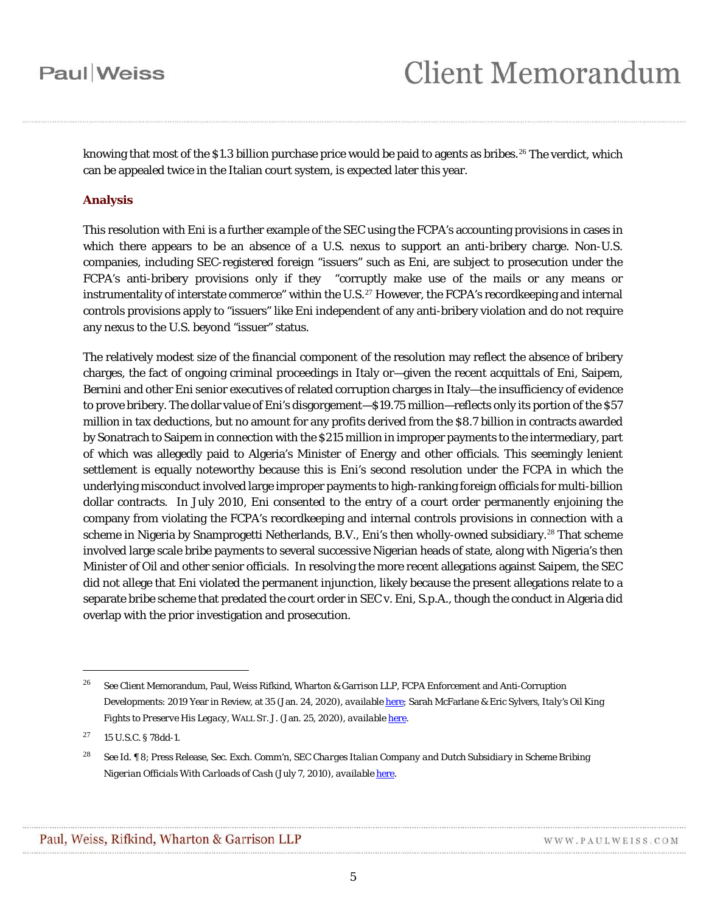knowing that most of the $1.3 billion purchase price would be paid to agents as bribes.[26] The verdict, which can be appealed twice in the Italian court system, is expected later this year.

## Analysis

This resolution with Eni is a further example of the SEC using the FCPA's accounting provisions in cases in which there appears to be an absence of a U.S. nexus to support an anti-bribery charge. Non-U.S. companies, including SEC-registered foreign "issuers" such as Eni, are subject to prosecution under the FCPA's anti-bribery provisions only if they "corruptly make use of the mails or any means or instrumentality of interstate commerce" within the U.S.[27] However, the FCPA's recordkeeping and internal controls provisions apply to "issuers" like Eni independent of any anti-bribery violation and do not require any nexus to the U.S. beyond "issuer" status.

The relatively modest size of the financial component of the resolution may reflect the absence of bribery charges, the fact of ongoing criminal proceedings in Italy or—given the recent acquittals of Eni, Saipem, Bernini and other Eni senior executives of related corruption charges in Italy—the insufficiency of evidence to prove bribery. The dollar value of Eni's disgorgement—$19.75 million—reflects only its portion of the $57 million in tax deductions, but no amount for any profits derived from the $8.7 billion in contracts awarded by Sonatrach to Saipem in connection with the $215 million in improper payments to the intermediary, part of which was allegedly paid to Algeria's Minister of Energy and other officials. This seemingly lenient settlement is equally noteworthy because this is Eni's second resolution under the FCPA in which the underlying misconduct involved large improper payments to high-ranking foreign officials for multi-billion dollar contracts. In July 2010, Eni consented to the entry of a court order permanently enjoining the company from violating the FCPA's recordkeeping and internal controls provisions in connection with a scheme in Nigeria by Snamprogetti Netherlands, B.V., Eni's then wholly-owned subsidiary.[28] That scheme involved large scale bribe payments to several successive Nigerian heads of state, along with Nigeria's then Minister of Oil and other senior officials. In resolving the more recent allegations against Saipem, the SEC did not allege that Eni violated the permanent injunction, likely because the present allegations relate to a separate bribe scheme that predated the court order in SEC v. Eni, S.p.A., though the conduct in Algeria did overlap with the prior investigation and prosecution.

---

[26] See Client Memorandum, Paul, Weiss Rifkind, Wharton & Garrison LLP, FCPA Enforcement and Anti-Corruption Developments: 2019 Year in Review, at 35 (Jan. 24, 2020), *available* here; Sarah McFarlane & Eric Sylvers, *Italy's Oil King Fights to Preserve His Legacy*, WALL ST. J. (Jan. 25, 2020), *available* here.

[27] 15 U.S.C. § 78dd-1.

[28] *See Id.* ¶ 8; Press Release, Sec. Exch. Comm'n, *SEC Charges Italian Company and Dutch Subsidiary in Scheme Bribing Nigerian Officials With Carloads of Cash* (July 7, 2010), *available* here.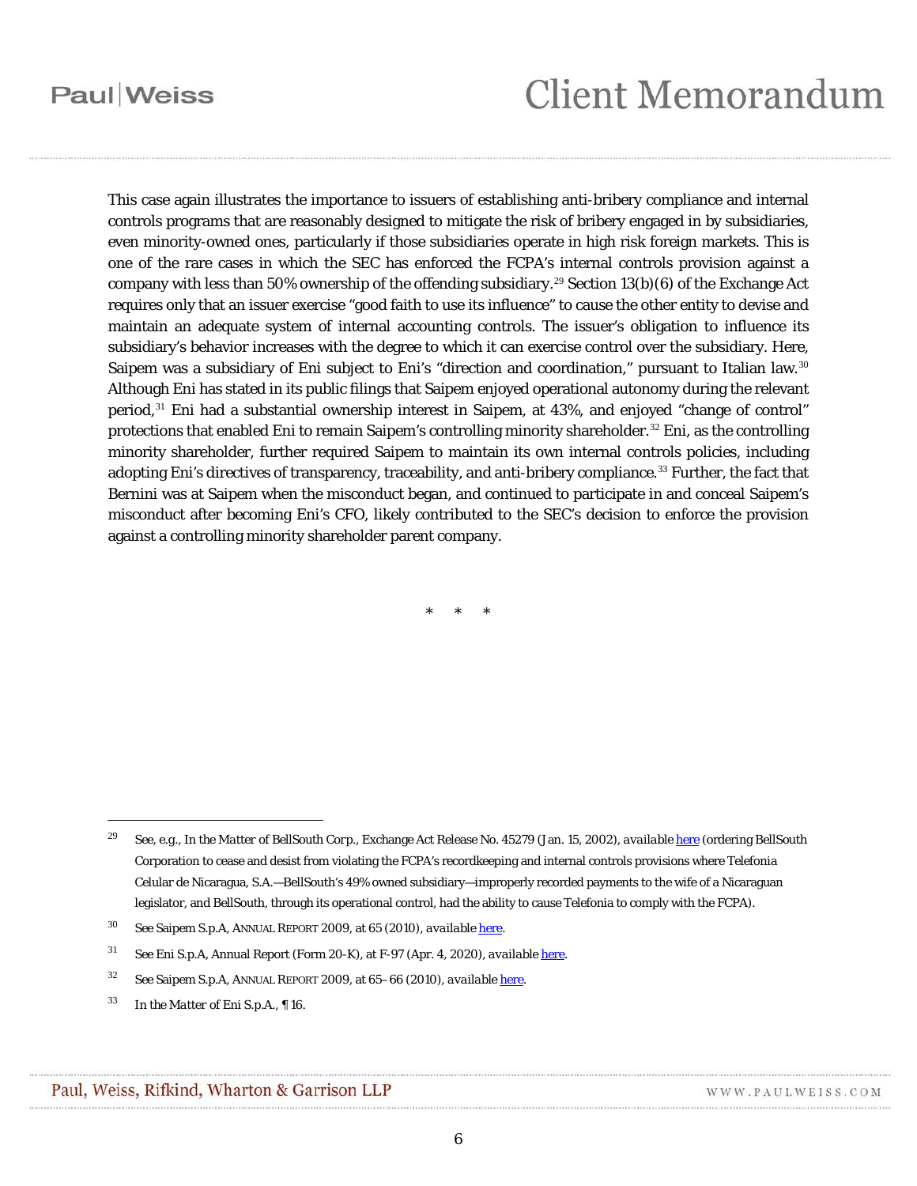This case again illustrates the importance to issuers of establishing anti-bribery compliance and internal controls programs that are reasonably designed to mitigate the risk of bribery engaged in by subsidiaries, even minority-owned ones, particularly if those subsidiaries operate in high risk foreign markets. This is one of the rare cases in which the SEC has enforced the FCPA's internal controls provision against a company with less than 50% ownership of the offending subsidiary.[29] Section 13(b)(6) of the Exchange Act requires only that an issuer exercise "good faith to use its influence" to cause the other entity to devise and maintain an adequate system of internal accounting controls. The issuer's obligation to influence its subsidiary's behavior increases with the degree to which it can exercise control over the subsidiary. Here, Saipem was a subsidiary of Eni subject to Eni's "direction and coordination," pursuant to Italian law.[30] Although Eni has stated in its public filings that Saipem enjoyed operational autonomy during the relevant period,[31] Eni had a substantial ownership interest in Saipem, at 43%, and enjoyed "change of control" protections that enabled Eni to remain Saipem's controlling minority shareholder.[32] Eni, as the controlling minority shareholder, further required Saipem to maintain its own internal controls policies, including adopting Eni's directives of transparency, traceability, and anti-bribery compliance.[33] Further, the fact that Bernini was at Saipem when the misconduct began, and continued to participate in and conceal Saipem's misconduct after becoming Eni's CFO, likely contributed to the SEC's decision to enforce the provision against a controlling minority shareholder parent company.

\*    \*    \*

---

[29] *See, e.g.*, *In the Matter of BellSouth Corp.*, Exchange Act Release No. 45279 (Jan. 15, 2002), *available* here (ordering BellSouth Corporation to cease and desist from violating the FCPA's recordkeeping and internal controls provisions where Telefonia Celular de Nicaragua, S.A.—BellSouth's 49% owned subsidiary—improperly recorded payments to the wife of a Nicaraguan legislator, and BellSouth, through its operational control, had the ability to cause Telefonia to comply with the FCPA).

[30] *See* Saipem S.p.A, ANNUAL REPORT 2009, at 65 (2010), *available* here.

[31] *See* Eni S.p.A, Annual Report (Form 20-K), at F-97 (Apr. 4, 2020), *available* here.

[32] *See* Saipem S.p.A, ANNUAL REPORT 2009, at 65–66 (2010), *available* here.

[33] *In the Matter of Eni S.p.A.*, ¶ 16.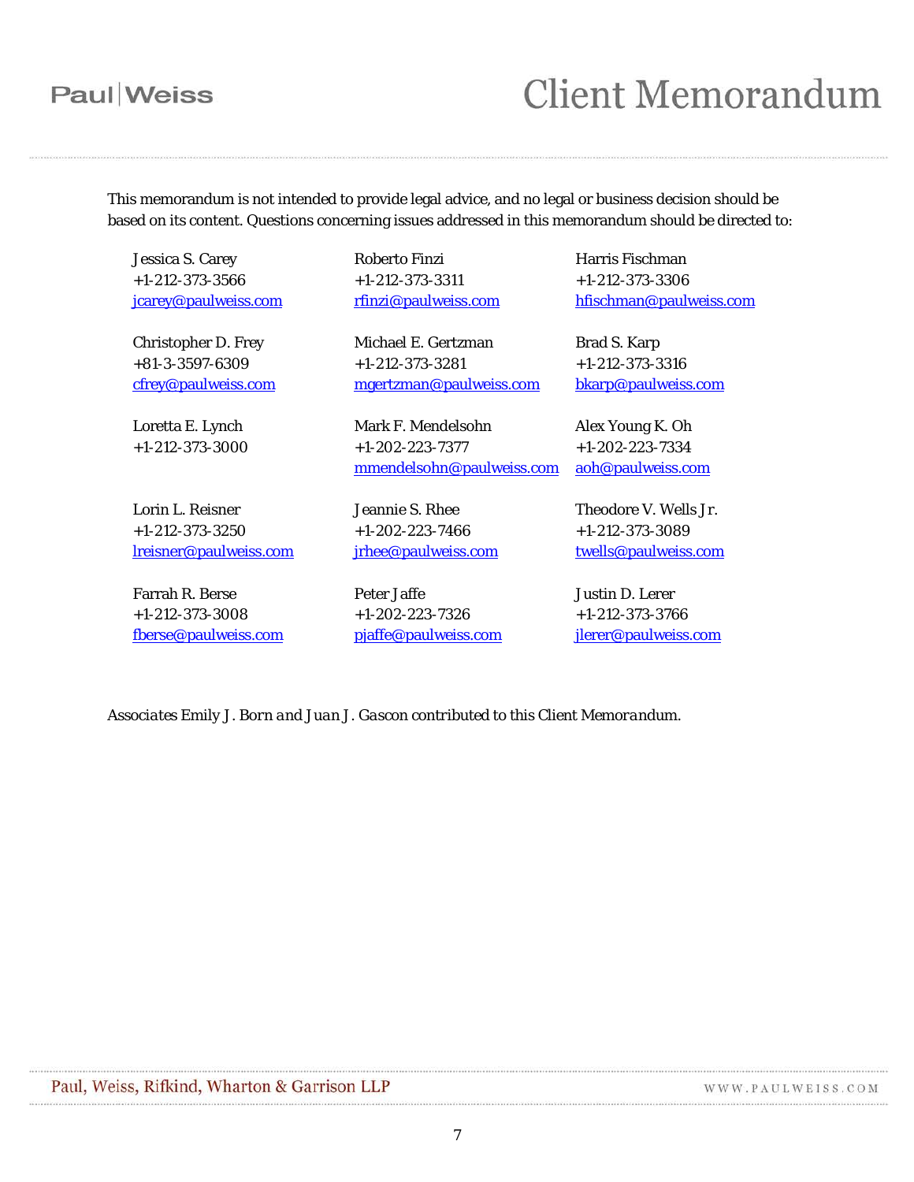This memorandum is not intended to provide legal advice, and no legal or business decision should be based on its content. Questions concerning issues addressed in this memorandum should be directed to:

| | | |
|---|---|---|
| Jessica S. Carey<br>+1-212-373-3566<br>jcarey@paulweiss.com | Roberto Finzi<br>+1-212-373-3311<br>rfinzi@paulweiss.com | Harris Fischman<br>+1-212-373-3306<br>hfischman@paulweiss.com |
| Christopher D. Frey<br>+81-3-3597-6309<br>cfrey@paulweiss.com | Michael E. Gertzman<br>+1-212-373-3281<br>mgertzman@paulweiss.com | Brad S. Karp<br>+1-212-373-3316<br>bkarp@paulweiss.com |
| Loretta E. Lynch<br>+1-212-373-3000 | Mark F. Mendelsohn<br>+1-202-223-7377<br>mmendelsohn@paulweiss.com | Alex Young K. Oh<br>+1-202-223-7334<br>aoh@paulweiss.com |
| Lorin L. Reisner<br>+1-212-373-3250<br>lreisner@paulweiss.com | Jeannie S. Rhee<br>+1-202-223-7466<br>jrhee@paulweiss.com | Theodore V. Wells Jr.<br>+1-212-373-3089<br>twells@paulweiss.com |
| Farrah R. Berse<br>+1-212-373-3008<br>fberse@paulweiss.com | Peter Jaffe<br>+1-202-223-7326<br>pjaffe@paulweiss.com | Justin D. Lerer<br>+1-212-373-3766<br>jlerer@paulweiss.com |

*Associates Emily J. Born and Juan J. Gascon contributed to this Client Memorandum.*